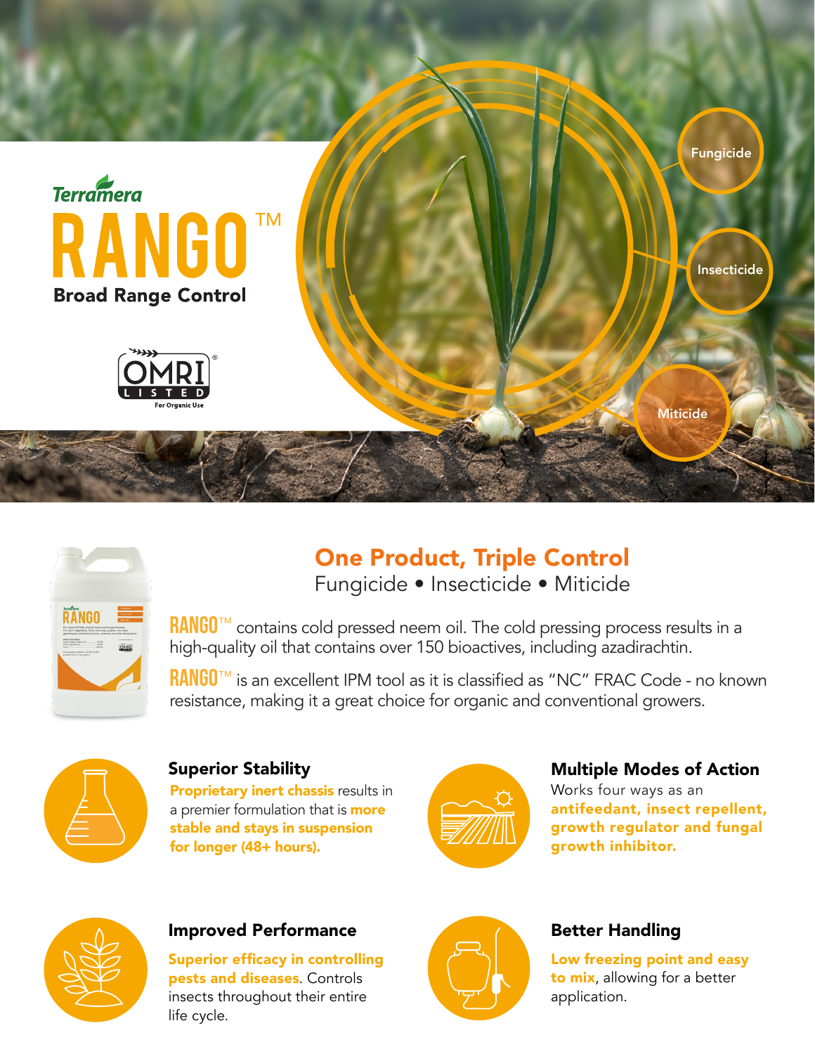Terramera

# RANGO™

**Broad Range Control**

OMRI LISTED® For Organic Use

Fungicide

Insecticide

Miticide

## One Product, Triple Control

Fungicide • Insecticide • Miticide

RANGO™ contains cold pressed neem oil. The cold pressing process results in a high-quality oil that contains over 150 bioactives, including azadirachtin.

RANGO™ is an excellent IPM tool as it is classified as "NC" FRAC Code - no known resistance, making it a great choice for organic and conventional growers.

### Superior Stability

**Proprietary inert chassis** results in a premier formulation that is **more stable and stays in suspension for longer (48+ hours).**

### Multiple Modes of Action

Works four ways as an **antifeedant, insect repellent, growth regulator and fungal growth inhibitor.**

### Improved Performance

**Superior efficacy in controlling pests and diseases**. Controls insects throughout their entire life cycle.

### Better Handling

**Low freezing point and easy to mix**, allowing for a better application.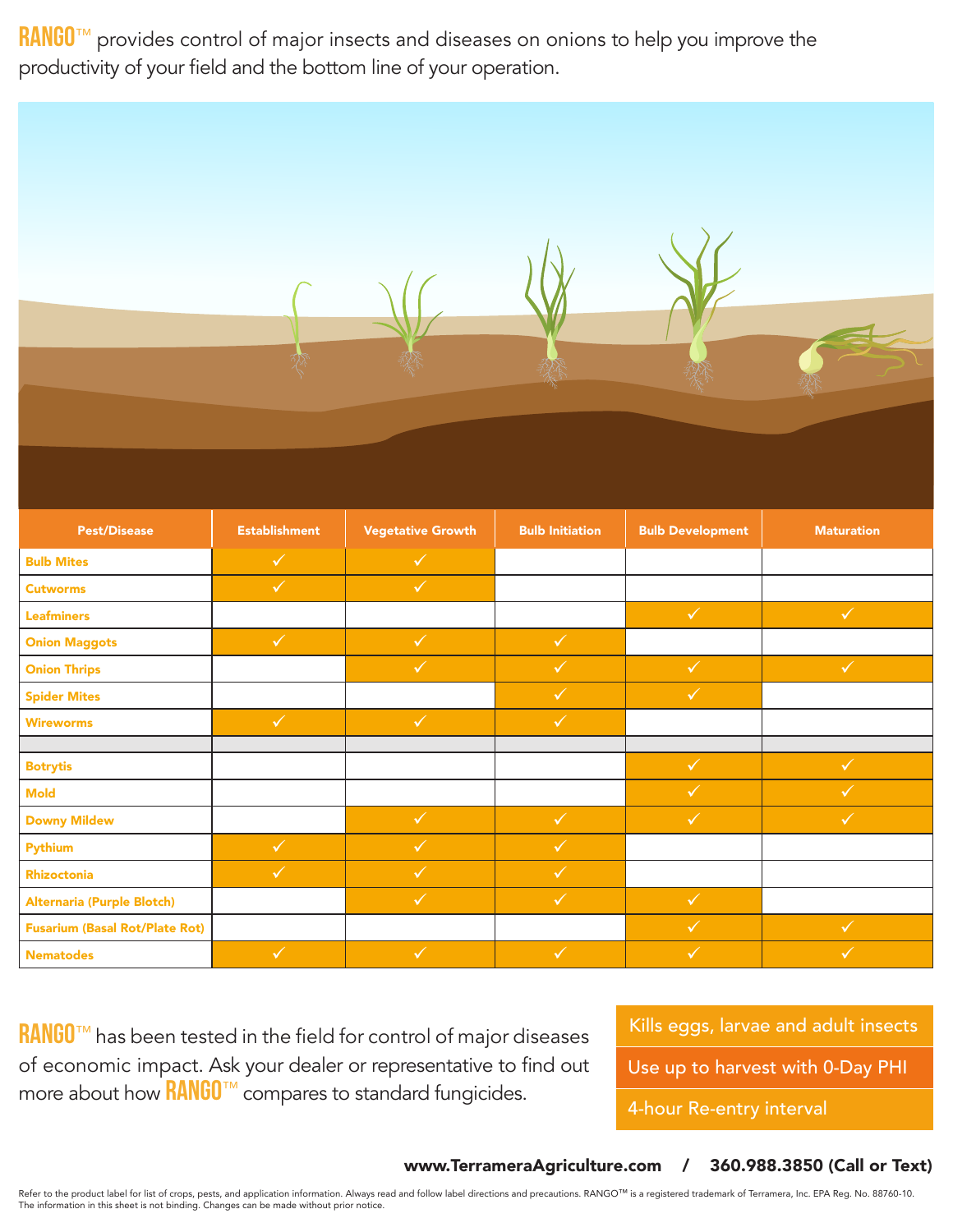**RANGO™** provides control of major insects and diseases on onions to help you improve the productivity of your field and the bottom line of your operation.

| Pest/Disease | Establishment | Vegetative Growth | Bulb Initiation | Bulb Development | Maturation |
|---|---|---|---|---|---|
| Bulb Mites | ✓ | ✓ | | | |
| Cutworms | ✓ | ✓ | | | |
| Leafminers | | | | ✓ | ✓ |
| Onion Maggots | ✓ | ✓ | ✓ | | |
| Onion Thrips | | ✓ | ✓ | ✓ | ✓ |
| Spider Mites | | | ✓ | ✓ | |
| Wireworms | ✓ | ✓ | ✓ | | |
| | | | | | |
| Botrytis | | | | ✓ | ✓ |
| Mold | | | | ✓ | ✓ |
| Downy Mildew | | ✓ | ✓ | ✓ | ✓ |
| Pythium | ✓ | ✓ | ✓ | | |
| Rhizoctonia | ✓ | ✓ | ✓ | | |
| Alternaria (Purple Blotch) | | ✓ | ✓ | ✓ | |
| Fusarium (Basal Rot/Plate Rot) | | | | ✓ | ✓ |
| Nematodes | ✓ | ✓ | ✓ | ✓ | ✓ |

**RANGO™** has been tested in the field for control of major diseases of economic impact. Ask your dealer or representative to find out more about how **RANGO™** compares to standard fungicides.

- Kills eggs, larvae and adult insects
- Use up to harvest with 0-Day PHI
- 4-hour Re-entry interval

**www.TerrameraAgriculture.com / 360.988.3850 (Call or Text)**

Refer to the product label for list of crops, pests, and application information. Always read and follow label directions and precautions. RANGO™ is a registered trademark of Terramera, Inc. EPA Reg. No. 88760-10. The information in this sheet is not binding. Changes can be made without prior notice.